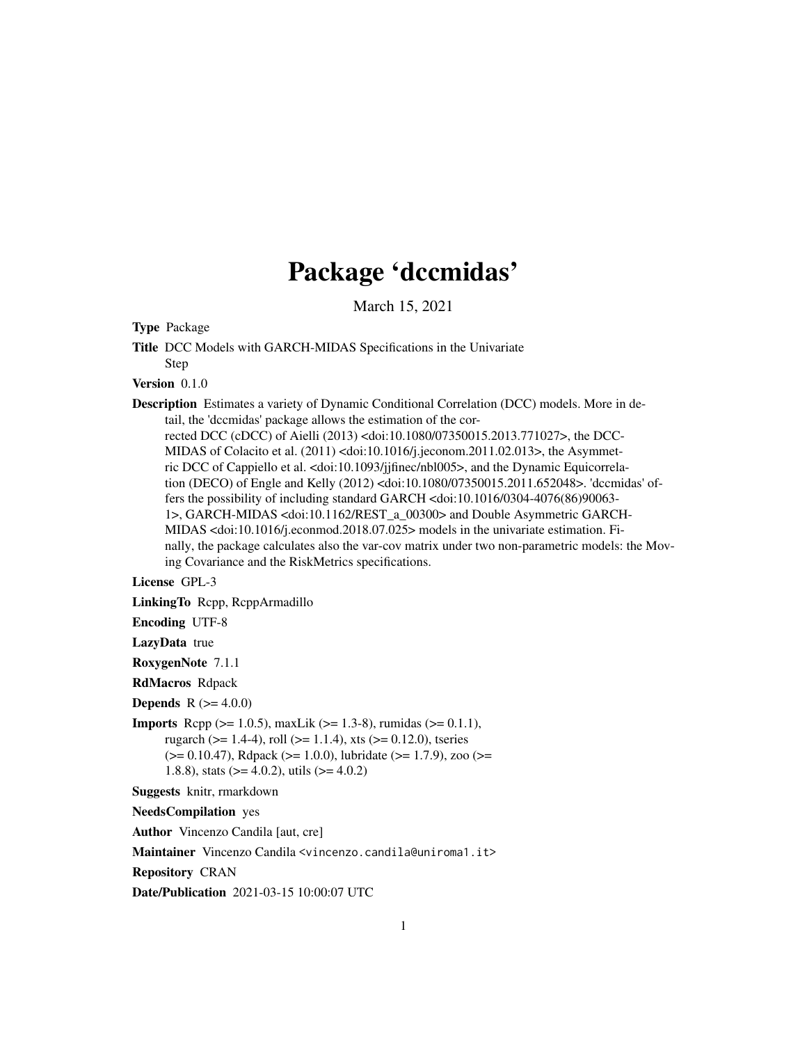# Package 'dccmidas'

March 15, 2021

**Type** Package

**Title** DCC Models with GARCH-MIDAS Specifications in the Univariate Step

**Version** 0.1.0

**Description** Estimates a variety of Dynamic Conditional Correlation (DCC) models. More in detail, the 'dccmidas' package allows the estimation of the corrected DCC (cDCC) of Aielli (2013) <doi:10.1080/07350015.2013.771027>, the DCC-MIDAS of Colacito et al. (2011) <doi:10.1016/j.jeconom.2011.02.013>, the Asymmetric DCC of Cappiello et al. <doi:10.1093/jjfinec/nbl005>, and the Dynamic Equicorrelation (DECO) of Engle and Kelly (2012) <doi:10.1080/07350015.2011.652048>. 'dccmidas' offers the possibility of including standard GARCH <doi:10.1016/0304-4076(86)90063-1>, GARCH-MIDAS <doi:10.1162/REST_a_00300> and Double Asymmetric GARCH-MIDAS <doi:10.1016/j.econmod.2018.07.025> models in the univariate estimation. Finally, the package calculates also the var-cov matrix under two non-parametric models: the Moving Covariance and the RiskMetrics specifications.

**License** GPL-3

**LinkingTo** Rcpp, RcppArmadillo

**Encoding** UTF-8

**LazyData** true

**RoxygenNote** 7.1.1

**RdMacros** Rdpack

**Depends** R (>= 4.0.0)

**Imports** Rcpp (>= 1.0.5), maxLik (>= 1.3-8), rumidas (>= 0.1.1), rugarch (>= 1.4-4), roll (>= 1.1.4), xts (>= 0.12.0), tseries (>= 0.10.47), Rdpack (>= 1.0.0), lubridate (>= 1.7.9), zoo (>= 1.8.8), stats (>= 4.0.2), utils (>= 4.0.2)

**Suggests** knitr, rmarkdown

**NeedsCompilation** yes

**Author** Vincenzo Candila [aut, cre]

**Maintainer** Vincenzo Candila <vincenzo.candila@uniroma1.it>

**Repository** CRAN

**Date/Publication** 2021-03-15 10:00:07 UTC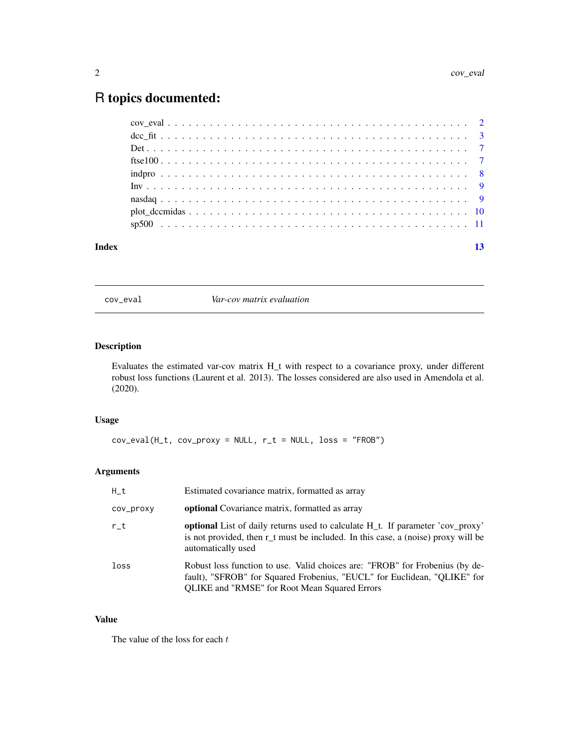# R topics documented:

- cov_eval . . . . . . . . . . . . . . . . . . . . . . . . . . . . . . . . . . . . . . . . . . 2
- dcc_fit . . . . . . . . . . . . . . . . . . . . . . . . . . . . . . . . . . . . . . . . . . . 3
- Det . . . . . . . . . . . . . . . . . . . . . . . . . . . . . . . . . . . . . . . . . . . . . 7
- ftse100 . . . . . . . . . . . . . . . . . . . . . . . . . . . . . . . . . . . . . . . . . . . 7
- indpro . . . . . . . . . . . . . . . . . . . . . . . . . . . . . . . . . . . . . . . . . . . . 8
- Inv . . . . . . . . . . . . . . . . . . . . . . . . . . . . . . . . . . . . . . . . . . . . . 9
- nasdaq . . . . . . . . . . . . . . . . . . . . . . . . . . . . . . . . . . . . . . . . . . . 9
- plot_dccmidas . . . . . . . . . . . . . . . . . . . . . . . . . . . . . . . . . . . . . . . 10
- sp500 . . . . . . . . . . . . . . . . . . . . . . . . . . . . . . . . . . . . . . . . . . . . 11

**Index** **13**

---

## cov_eval — *Var-cov matrix evaluation*

### Description

Evaluates the estimated var-cov matrix H_t with respect to a covariance proxy, under different robust loss functions (Laurent et al. 2013). The losses considered are also used in Amendola et al. (2020).

### Usage

```
cov_eval(H_t, cov_proxy = NULL, r_t = NULL, loss = "FROB")
```

### Arguments

| | |
|---|---|
| H_t | Estimated covariance matrix, formatted as array |
| cov_proxy | **optional** Covariance matrix, formatted as array |
| r_t | **optional** List of daily returns used to calculate H_t. If parameter 'cov_proxy' is not provided, then r_t must be included. In this case, a (noise) proxy will be automatically used |
| loss | Robust loss function to use. Valid choices are: "FROB" for Frobenius (by default), "SFROB" for Squared Frobenius, "EUCL" for Euclidean, "QLIKE" for QLIKE and "RMSE" for Root Mean Squared Errors |

### Value

The value of the loss for each $t$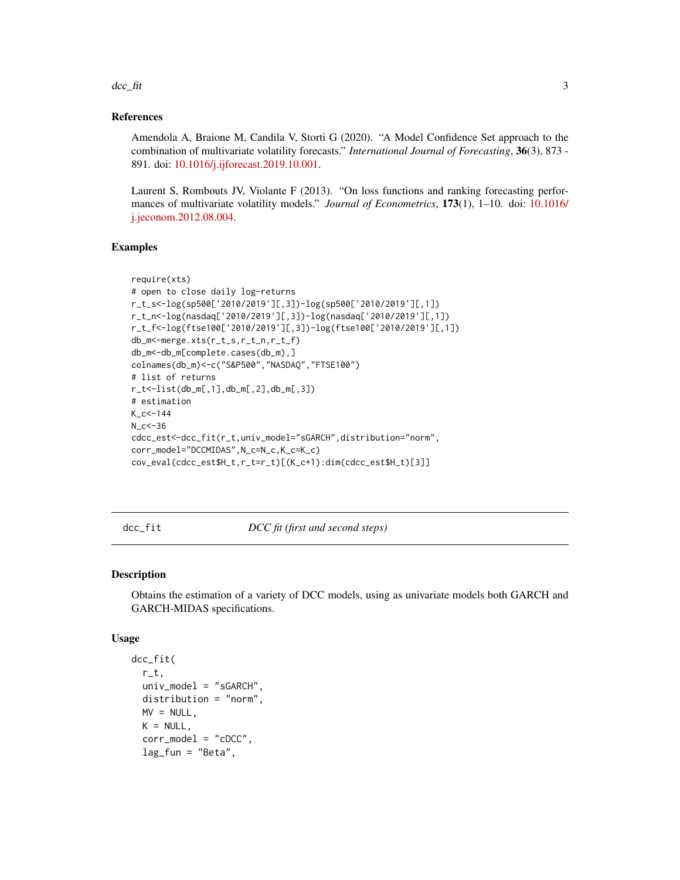## References

Amendola A, Braione M, Candila V, Storti G (2020). "A Model Confidence Set approach to the combination of multivariate volatility forecasts." *International Journal of Forecasting*, **36**(3), 873 - 891. doi: 10.1016/j.ijforecast.2019.10.001.

Laurent S, Rombouts JV, Violante F (2013). "On loss functions and ranking forecasting performances of multivariate volatility models." *Journal of Econometrics*, **173**(1), 1–10. doi: 10.1016/j.jeconom.2012.08.004.

## Examples

```
require(xts)
# open to close daily log-returns
r_t_s<-log(sp500['2010/2019'][,3])-log(sp500['2010/2019'][,1])
r_t_n<-log(nasdaq['2010/2019'][,3])-log(nasdaq['2010/2019'][,1])
r_t_f<-log(ftse100['2010/2019'][,3])-log(ftse100['2010/2019'][,1])
db_m<-merge.xts(r_t_s,r_t_n,r_t_f)
db_m<-db_m[complete.cases(db_m),]
colnames(db_m)<-c("S&P500","NASDAQ","FTSE100")
# list of returns
r_t<-list(db_m[,1],db_m[,2],db_m[,3])
# estimation
K_c<-144
N_c<-36
cdcc_est<-dcc_fit(r_t,univ_model="sGARCH",distribution="norm",
corr_model="DCCMIDAS",N_c=N_c,K_c=K_c)
cov_eval(cdcc_est$H_t,r_t=r_t)[(K_c+1):dim(cdcc_est$H_t)[3]]
```

---

# dcc_fit — *DCC fit (first and second steps)*

## Description

Obtains the estimation of a variety of DCC models, using as univariate models both GARCH and GARCH-MIDAS specifications.

## Usage

```
dcc_fit(
  r_t,
  univ_model = "sGARCH",
  distribution = "norm",
  MV = NULL,
  K = NULL,
  corr_model = "cDCC",
  lag_fun = "Beta",
```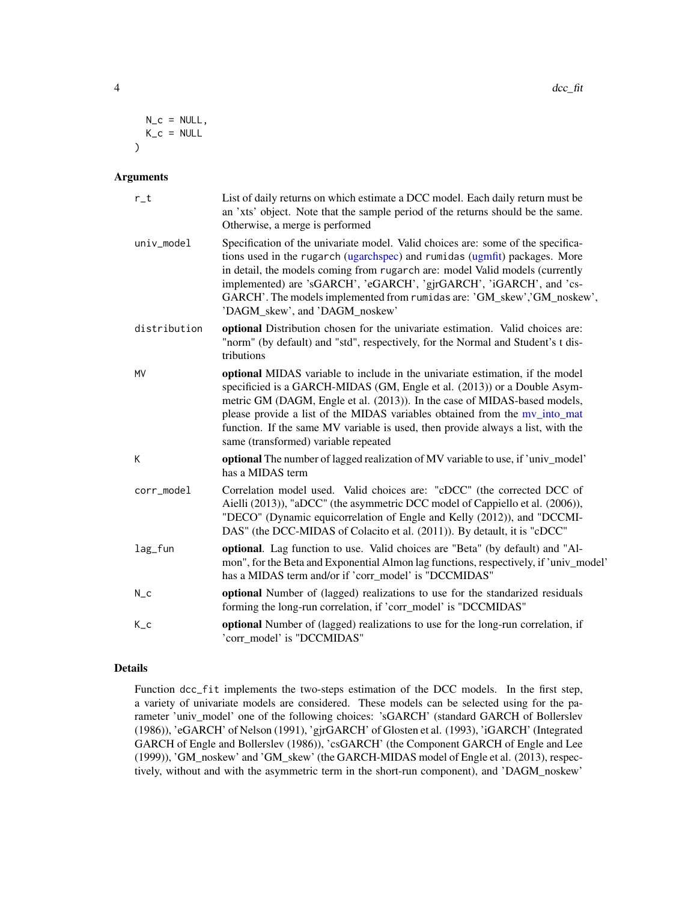```
  N_c = NULL,
  K_c = NULL
)
```

## Arguments

| | |
|---|---|
| r_t | List of daily returns on which estimate a DCC model. Each daily return must be an 'xts' object. Note that the sample period of the returns should be the same. Otherwise, a merge is performed |
| univ_model | Specification of the univariate model. Valid choices are: some of the specifications used in the rugarch (ugarchspec) and rumidas (ugmfit) packages. More in detail, the models coming from rugarch are: model Valid models (currently implemented) are 'sGARCH', 'eGARCH', 'gjrGARCH', 'iGARCH', and 'csGARCH'. The models implemented from rumidas are: 'GM_skew','GM_noskew', 'DAGM_skew', and 'DAGM_noskew' |
| distribution | **optional** Distribution chosen for the univariate estimation. Valid choices are: "norm" (by default) and "std", respectively, for the Normal and Student's t distributions |
| MV | **optional** MIDAS variable to include in the univariate estimation, if the model specificied is a GARCH-MIDAS (GM, Engle et al. (2013)) or a Double Asymmetric GM (DAGM, Engle et al. (2013)). In the case of MIDAS-based models, please provide a list of the MIDAS variables obtained from the mv_into_mat function. If the same MV variable is used, then provide always a list, with the same (transformed) variable repeated |
| K | **optional** The number of lagged realization of MV variable to use, if 'univ_model' has a MIDAS term |
| corr_model | Correlation model used. Valid choices are: "cDCC" (the corrected DCC of Aielli (2013)), "aDCC" (the asymmetric DCC model of Cappiello et al. (2006)), "DECO" (Dynamic equicorrelation of Engle and Kelly (2012)), and "DCCMIDAS" (the DCC-MIDAS of Colacito et al. (2011)). By detault, it is "cDCC" |
| lag_fun | **optional**. Lag function to use. Valid choices are "Beta" (by default) and "Almon", for the Beta and Exponential Almon lag functions, respectively, if 'univ_model' has a MIDAS term and/or if 'corr_model' is "DCCMIDAS" |
| N_c | **optional** Number of (lagged) realizations to use for the standarized residuals forming the long-run correlation, if 'corr_model' is "DCCMIDAS" |
| K_c | **optional** Number of (lagged) realizations to use for the long-run correlation, if 'corr_model' is "DCCMIDAS" |

## Details

Function dcc_fit implements the two-steps estimation of the DCC models. In the first step, a variety of univariate models are considered. These models can be selected using for the parameter 'univ_model' one of the following choices: 'sGARCH' (standard GARCH of Bollerslev (1986)), 'eGARCH' of Nelson (1991), 'gjrGARCH' of Glosten et al. (1993), 'iGARCH' (Integrated GARCH of Engle and Bollerslev (1986)), 'csGARCH' (the Component GARCH of Engle and Lee (1999)), 'GM_noskew' and 'GM_skew' (the GARCH-MIDAS model of Engle et al. (2013), respectively, without and with the asymmetric term in the short-run component), and 'DAGM_noskew'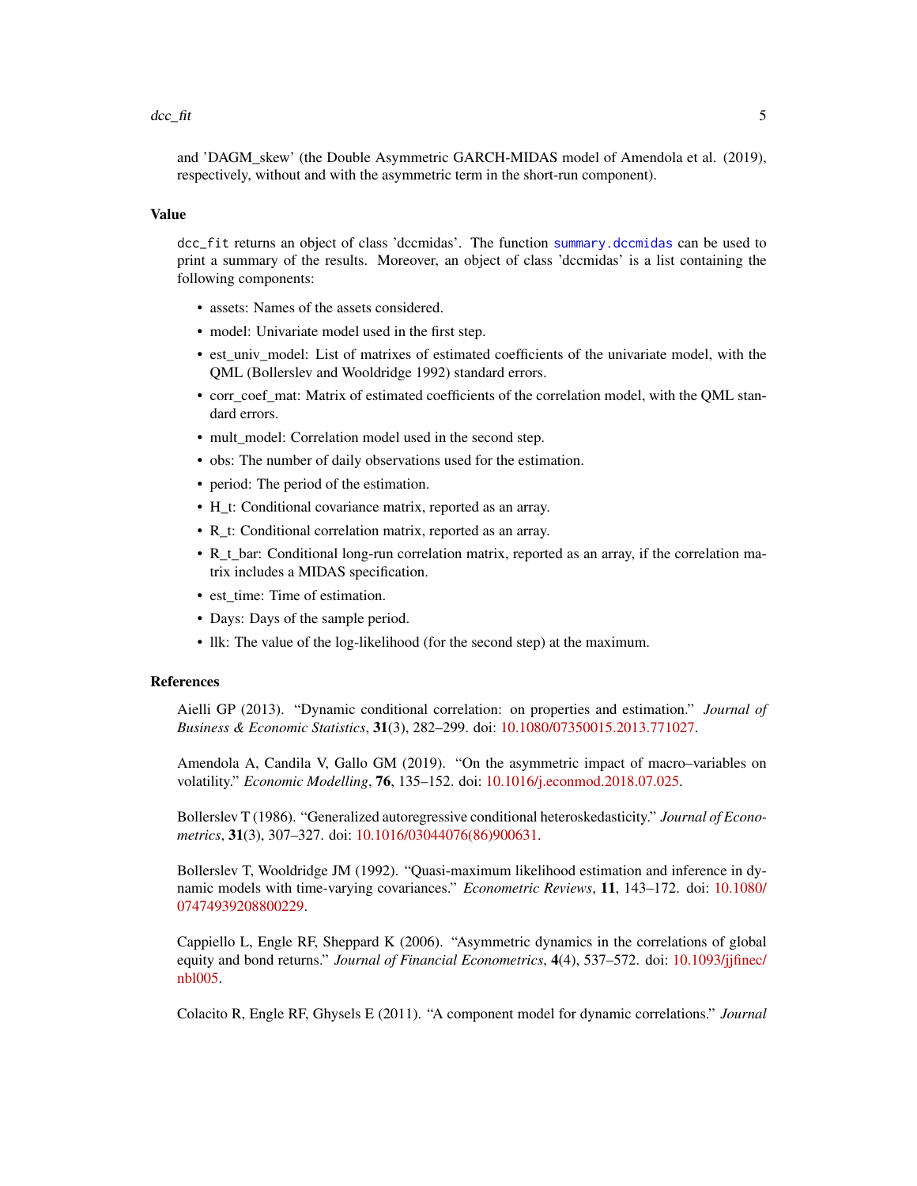and 'DAGM_skew' (the Double Asymmetric GARCH-MIDAS model of Amendola et al. (2019), respectively, without and with the asymmetric term in the short-run component).

## Value

dcc_fit returns an object of class 'dccmidas'. The function summary.dccmidas can be used to print a summary of the results. Moreover, an object of class 'dccmidas' is a list containing the following components:

- assets: Names of the assets considered.
- model: Univariate model used in the first step.
- est_univ_model: List of matrixes of estimated coefficients of the univariate model, with the QML (Bollerslev and Wooldridge 1992) standard errors.
- corr_coef_mat: Matrix of estimated coefficients of the correlation model, with the QML standard errors.
- mult_model: Correlation model used in the second step.
- obs: The number of daily observations used for the estimation.
- period: The period of the estimation.
- H_t: Conditional covariance matrix, reported as an array.
- R_t: Conditional correlation matrix, reported as an array.
- R_t_bar: Conditional long-run correlation matrix, reported as an array, if the correlation matrix includes a MIDAS specification.
- est_time: Time of estimation.
- Days: Days of the sample period.
- llk: The value of the log-likelihood (for the second step) at the maximum.

## References

Aielli GP (2013). "Dynamic conditional correlation: on properties and estimation." *Journal of Business & Economic Statistics*, **31**(3), 282–299. doi: 10.1080/07350015.2013.771027.

Amendola A, Candila V, Gallo GM (2019). "On the asymmetric impact of macro–variables on volatility." *Economic Modelling*, **76**, 135–152. doi: 10.1016/j.econmod.2018.07.025.

Bollerslev T (1986). "Generalized autoregressive conditional heteroskedasticity." *Journal of Econometrics*, **31**(3), 307–327. doi: 10.1016/03044076(86)900631.

Bollerslev T, Wooldridge JM (1992). "Quasi-maximum likelihood estimation and inference in dynamic models with time-varying covariances." *Econometric Reviews*, **11**, 143–172. doi: 10.1080/07474939208800229.

Cappiello L, Engle RF, Sheppard K (2006). "Asymmetric dynamics in the correlations of global equity and bond returns." *Journal of Financial Econometrics*, **4**(4), 537–572. doi: 10.1093/jjfinec/nbl005.

Colacito R, Engle RF, Ghysels E (2011). "A component model for dynamic correlations." *Journal*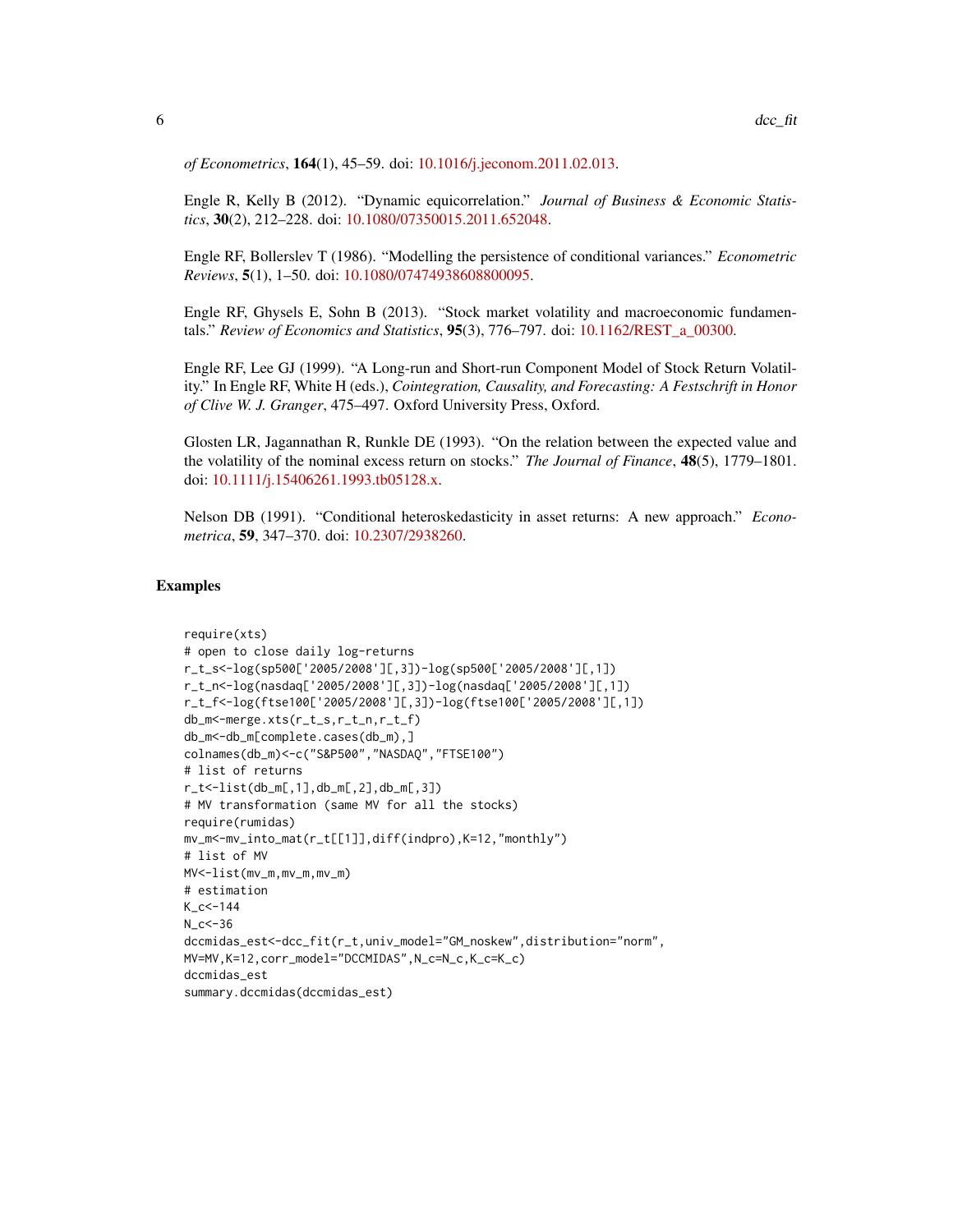*of Econometrics*, **164**(1), 45–59. doi: 10.1016/j.jeconom.2011.02.013.

Engle R, Kelly B (2012). "Dynamic equicorrelation." *Journal of Business & Economic Statistics*, **30**(2), 212–228. doi: 10.1080/07350015.2011.652048.

Engle RF, Bollerslev T (1986). "Modelling the persistence of conditional variances." *Econometric Reviews*, **5**(1), 1–50. doi: 10.1080/07474938608800095.

Engle RF, Ghysels E, Sohn B (2013). "Stock market volatility and macroeconomic fundamentals." *Review of Economics and Statistics*, **95**(3), 776–797. doi: 10.1162/REST_a_00300.

Engle RF, Lee GJ (1999). "A Long-run and Short-run Component Model of Stock Return Volatility." In Engle RF, White H (eds.), *Cointegration, Causality, and Forecasting: A Festschrift in Honor of Clive W. J. Granger*, 475–497. Oxford University Press, Oxford.

Glosten LR, Jagannathan R, Runkle DE (1993). "On the relation between the expected value and the volatility of the nominal excess return on stocks." *The Journal of Finance*, **48**(5), 1779–1801. doi: 10.1111/j.15406261.1993.tb05128.x.

Nelson DB (1991). "Conditional heteroskedasticity in asset returns: A new approach." *Econometrica*, **59**, 347–370. doi: 10.2307/2938260.

## Examples

```
require(xts)
# open to close daily log-returns
r_t_s<-log(sp500['2005/2008'][,3])-log(sp500['2005/2008'][,1])
r_t_n<-log(nasdaq['2005/2008'][,3])-log(nasdaq['2005/2008'][,1])
r_t_f<-log(ftse100['2005/2008'][,3])-log(ftse100['2005/2008'][,1])
db_m<-merge.xts(r_t_s,r_t_n,r_t_f)
db_m<-db_m[complete.cases(db_m),]
colnames(db_m)<-c("S&P500","NASDAQ","FTSE100")
# list of returns
r_t<-list(db_m[,1],db_m[,2],db_m[,3])
# MV transformation (same MV for all the stocks)
require(rumidas)
mv_m<-mv_into_mat(r_t[[1]],diff(indpro),K=12,"monthly")
# list of MV
MV<-list(mv_m,mv_m,mv_m)
# estimation
K_c<-144
N_c<-36
dccmidas_est<-dcc_fit(r_t,univ_model="GM_noskew",distribution="norm",
MV=MV,K=12,corr_model="DCCMIDAS",N_c=N_c,K_c=K_c)
dccmidas_est
summary.dccmidas(dccmidas_est)
```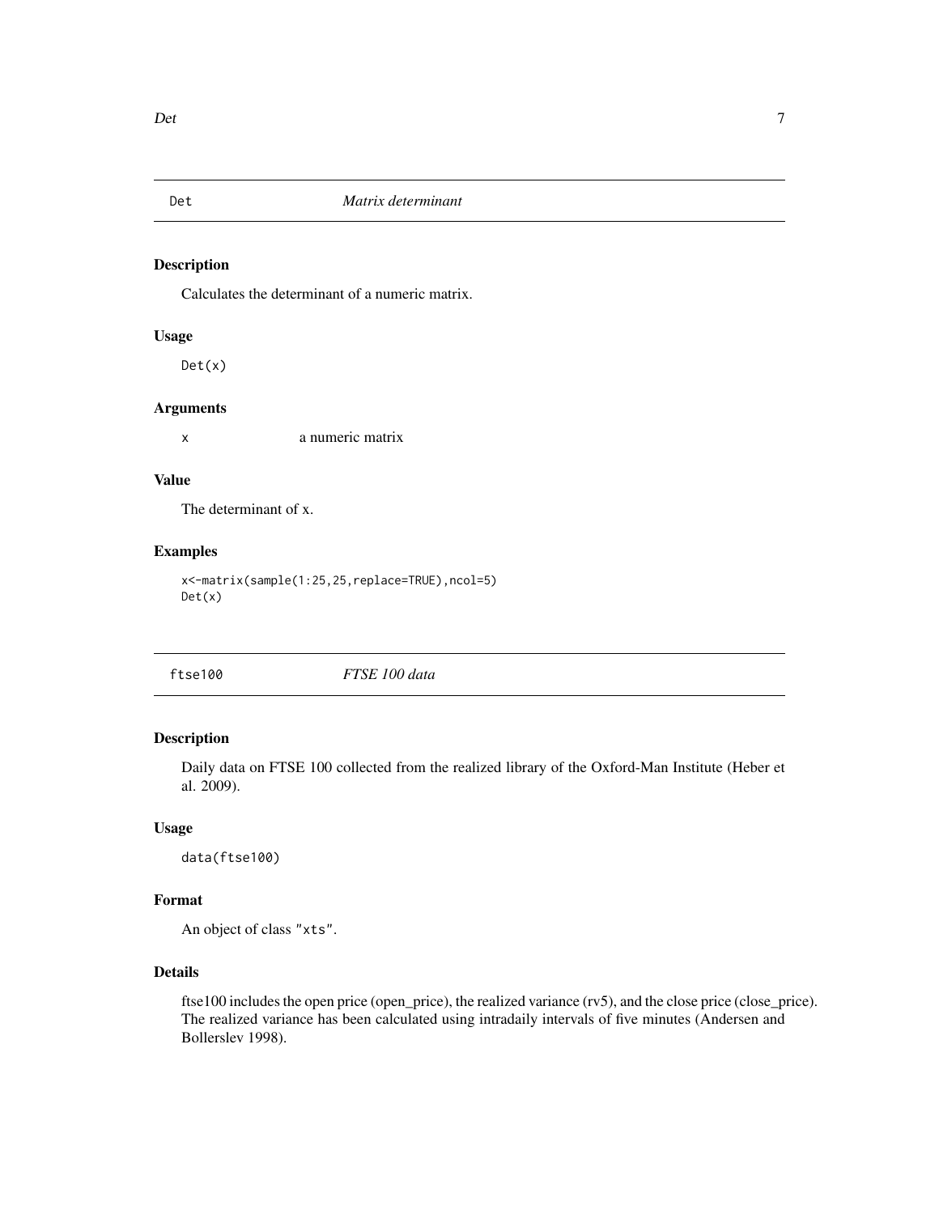## Det — *Matrix determinant*

### Description

Calculates the determinant of a numeric matrix.

### Usage

```
Det(x)
```

### Arguments

| | |
|---|---|
| x | a numeric matrix |

### Value

The determinant of x.

### Examples

```
x<-matrix(sample(1:25,25,replace=TRUE),ncol=5)
Det(x)
```

## ftse100 — *FTSE 100 data*

### Description

Daily data on FTSE 100 collected from the realized library of the Oxford-Man Institute (Heber et al. 2009).

### Usage

```
data(ftse100)
```

### Format

An object of class "xts".

### Details

ftse100 includes the open price (open_price), the realized variance (rv5), and the close price (close_price). The realized variance has been calculated using intradaily intervals of five minutes (Andersen and Bollerslev 1998).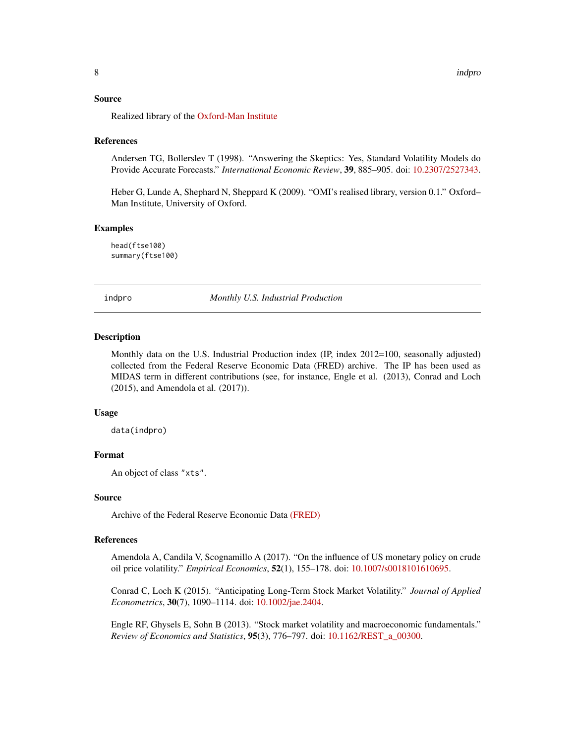### Source

Realized library of the Oxford-Man Institute

### References

Andersen TG, Bollerslev T (1998). "Answering the Skeptics: Yes, Standard Volatility Models do Provide Accurate Forecasts." *International Economic Review*, **39**, 885–905. doi: 10.2307/2527343.

Heber G, Lunde A, Shephard N, Sheppard K (2009). "OMI's realised library, version 0.1." Oxford–Man Institute, University of Oxford.

### Examples

```
head(ftse100)
summary(ftse100)
```

---

## indpro — *Monthly U.S. Industrial Production*

### Description

Monthly data on the U.S. Industrial Production index (IP, index 2012=100, seasonally adjusted) collected from the Federal Reserve Economic Data (FRED) archive. The IP has been used as MIDAS term in different contributions (see, for instance, Engle et al. (2013), Conrad and Loch (2015), and Amendola et al. (2017)).

### Usage

```
data(indpro)
```

### Format

An object of class "xts".

### Source

Archive of the Federal Reserve Economic Data (FRED)

### References

Amendola A, Candila V, Scognamillo A (2017). "On the influence of US monetary policy on crude oil price volatility." *Empirical Economics*, **52**(1), 155–178. doi: 10.1007/s0018101610695.

Conrad C, Loch K (2015). "Anticipating Long-Term Stock Market Volatility." *Journal of Applied Econometrics*, **30**(7), 1090–1114. doi: 10.1002/jae.2404.

Engle RF, Ghysels E, Sohn B (2013). "Stock market volatility and macroeconomic fundamentals." *Review of Economics and Statistics*, **95**(3), 776–797. doi: 10.1162/REST_a_00300.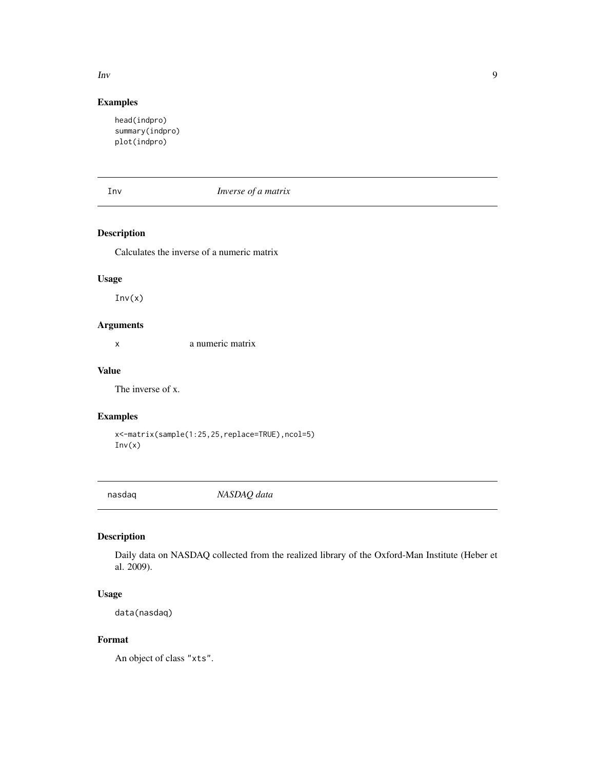## Examples

```
head(indpro)
summary(indpro)
plot(indpro)
```

---

Inv *Inverse of a matrix*

---

### Description

Calculates the inverse of a numeric matrix

### Usage

```
Inv(x)
```

### Arguments

x a numeric matrix

### Value

The inverse of x.

### Examples

```
x<-matrix(sample(1:25,25,replace=TRUE),ncol=5)
Inv(x)
```

---

nasdaq *NASDAQ data*

---

### Description

Daily data on NASDAQ collected from the realized library of the Oxford-Man Institute (Heber et al. 2009).

### Usage

```
data(nasdaq)
```

### Format

An object of class "xts".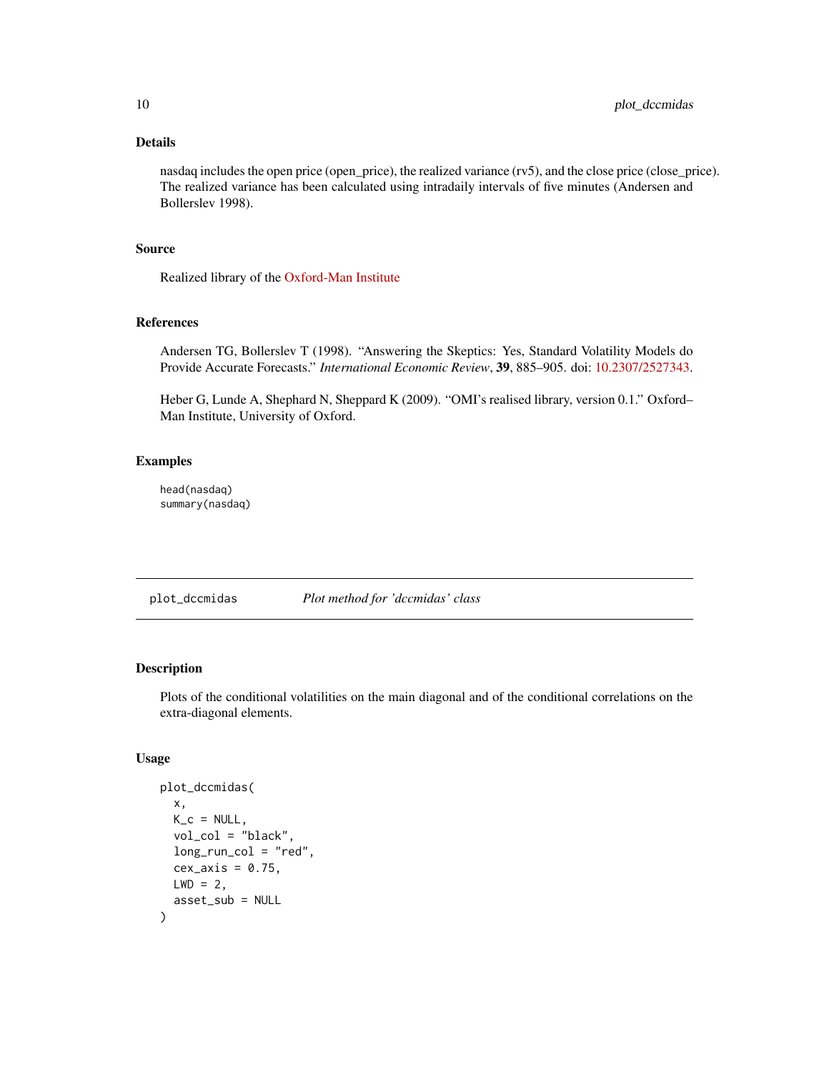### Details

nasdaq includes the open price (open_price), the realized variance (rv5), and the close price (close_price). The realized variance has been calculated using intradaily intervals of five minutes (Andersen and Bollerslev 1998).

### Source

Realized library of the Oxford-Man Institute

### References

Andersen TG, Bollerslev T (1998). "Answering the Skeptics: Yes, Standard Volatility Models do Provide Accurate Forecasts." *International Economic Review*, **39**, 885–905. doi: 10.2307/2527343.

Heber G, Lunde A, Shephard N, Sheppard K (2009). "OMI's realised library, version 0.1." Oxford–Man Institute, University of Oxford.

### Examples

```
head(nasdaq)
summary(nasdaq)
```

---

## plot_dccmidas — *Plot method for 'dccmidas' class*

---

### Description

Plots of the conditional volatilities on the main diagonal and of the conditional correlations on the extra-diagonal elements.

### Usage

```
plot_dccmidas(
  x,
  K_c = NULL,
  vol_col = "black",
  long_run_col = "red",
  cex_axis = 0.75,
  LWD = 2,
  asset_sub = NULL
)
```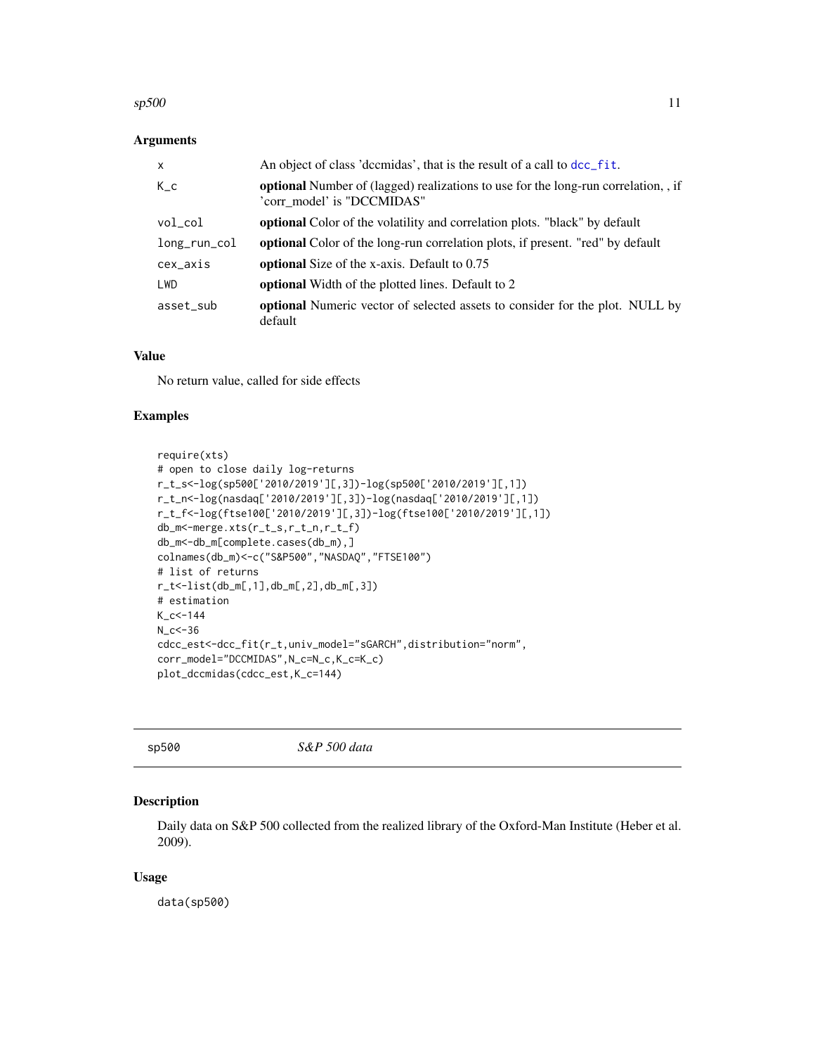### Arguments

| | |
|---|---|
| x | An object of class 'dccmidas', that is the result of a call to dcc_fit. |
| K_c | **optional** Number of (lagged) realizations to use for the long-run correlation, , if 'corr_model' is "DCCMIDAS" |
| vol_col | **optional** Color of the volatility and correlation plots. "black" by default |
| long_run_col | **optional** Color of the long-run correlation plots, if present. "red" by default |
| cex_axis | **optional** Size of the x-axis. Default to 0.75 |
| LWD | **optional** Width of the plotted lines. Default to 2 |
| asset_sub | **optional** Numeric vector of selected assets to consider for the plot. NULL by default |

### Value

No return value, called for side effects

### Examples

```
require(xts)
# open to close daily log-returns
r_t_s<-log(sp500['2010/2019'][,3])-log(sp500['2010/2019'][,1])
r_t_n<-log(nasdaq['2010/2019'][,3])-log(nasdaq['2010/2019'][,1])
r_t_f<-log(ftse100['2010/2019'][,3])-log(ftse100['2010/2019'][,1])
db_m<-merge.xts(r_t_s,r_t_n,r_t_f)
db_m<-db_m[complete.cases(db_m),]
colnames(db_m)<-c("S&P500","NASDAQ","FTSE100")
# list of returns
r_t<-list(db_m[,1],db_m[,2],db_m[,3])
# estimation
K_c<-144
N_c<-36
cdcc_est<-dcc_fit(r_t,univ_model="sGARCH",distribution="norm",
corr_model="DCCMIDAS",N_c=N_c,K_c=K_c)
plot_dccmidas(cdcc_est,K_c=144)
```

---

## sp500 *S&P 500 data*

### Description

Daily data on S&P 500 collected from the realized library of the Oxford-Man Institute (Heber et al. 2009).

### Usage

```
data(sp500)
```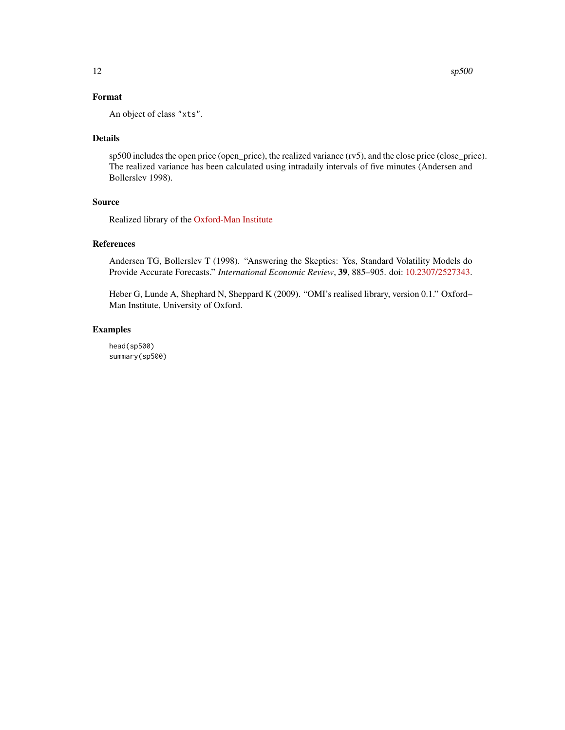## Format

An object of class "xts".

## Details

sp500 includes the open price (open_price), the realized variance (rv5), and the close price (close_price). The realized variance has been calculated using intradaily intervals of five minutes (Andersen and Bollerslev 1998).

## Source

Realized library of the Oxford-Man Institute

## References

Andersen TG, Bollerslev T (1998). “Answering the Skeptics: Yes, Standard Volatility Models do Provide Accurate Forecasts.” *International Economic Review*, **39**, 885–905. doi: 10.2307/2527343.

Heber G, Lunde A, Shephard N, Sheppard K (2009). “OMI's realised library, version 0.1.” Oxford–Man Institute, University of Oxford.

## Examples

```
head(sp500)
summary(sp500)
```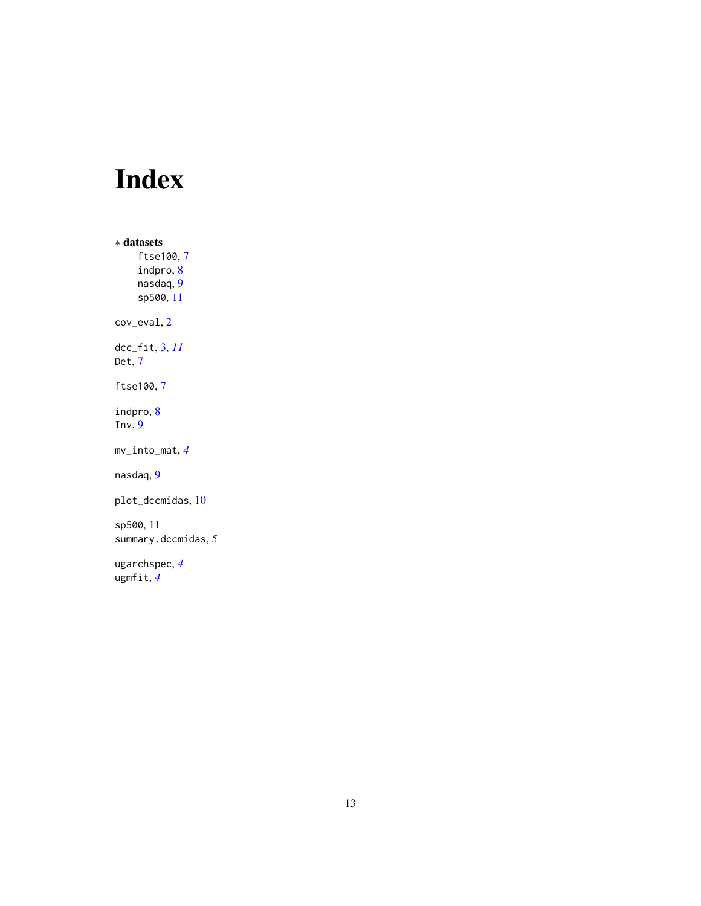# Index

∗ **datasets**
- ftse100, 7
- indpro, 8
- nasdaq, 9
- sp500, 11

cov_eval, 2

dcc_fit, 3, *11*
Det, 7

ftse100, 7

indpro, 8
Inv, 9

mv_into_mat, *4*

nasdaq, 9

plot_dccmidas, 10

sp500, 11
summary.dccmidas, *5*

ugarchspec, *4*
ugmfit, *4*